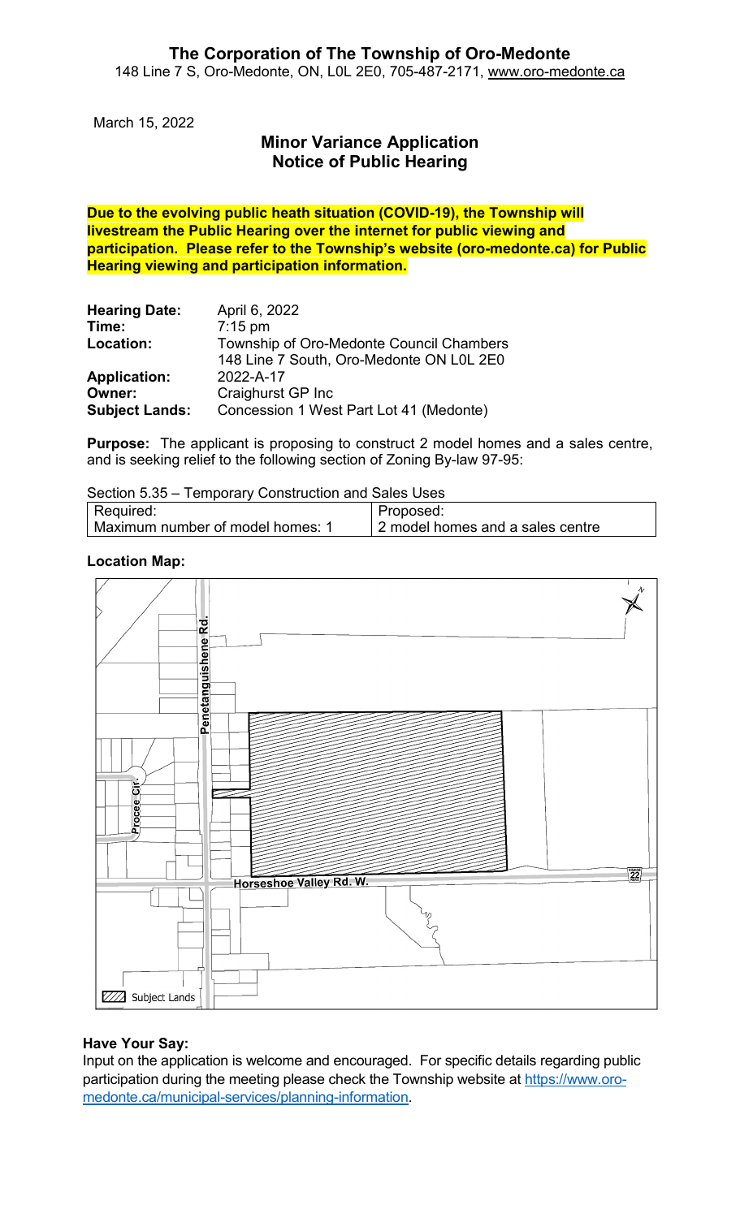# The Corporation of The Township of Oro-Medonte

148 Line 7 S, Oro-Medonte, ON, L0L 2E0, 705-487-2171, www.oro-medonte.ca

March 15, 2022

## Minor Variance Application
## Notice of Public Hearing

**Due to the evolving public heath situation (COVID-19), the Township will livestream the Public Hearing over the internet for public viewing and participation. Please refer to the Township's website (oro-medonte.ca) for Public Hearing viewing and participation information.**

| | |
|---|---|
| **Hearing Date:** | April 6, 2022 |
| **Time:** | 7:15 pm |
| **Location:** | Township of Oro-Medonte Council Chambers<br>148 Line 7 South, Oro-Medonte ON L0L 2E0 |
| **Application:** | 2022-A-17 |
| **Owner:** | Craighurst GP Inc |
| **Subject Lands:** | Concession 1 West Part Lot 41 (Medonte) |

**Purpose:** The applicant is proposing to construct 2 model homes and a sales centre, and is seeking relief to the following section of Zoning By-law 97-95:

Section 5.35 – Temporary Construction and Sales Uses

| Required: | Proposed: |
|---|---|
| Maximum number of model homes: 1 | 2 model homes and a sales centre |

**Location Map:**

Penetanguishene Rd.

Procee Cir.

Horseshoe Valley Rd. W.

22

Subject Lands

**Have Your Say:**

Input on the application is welcome and encouraged. For specific details regarding public participation during the meeting please check the Township website at https://www.oro-medonte.ca/municipal-services/planning-information.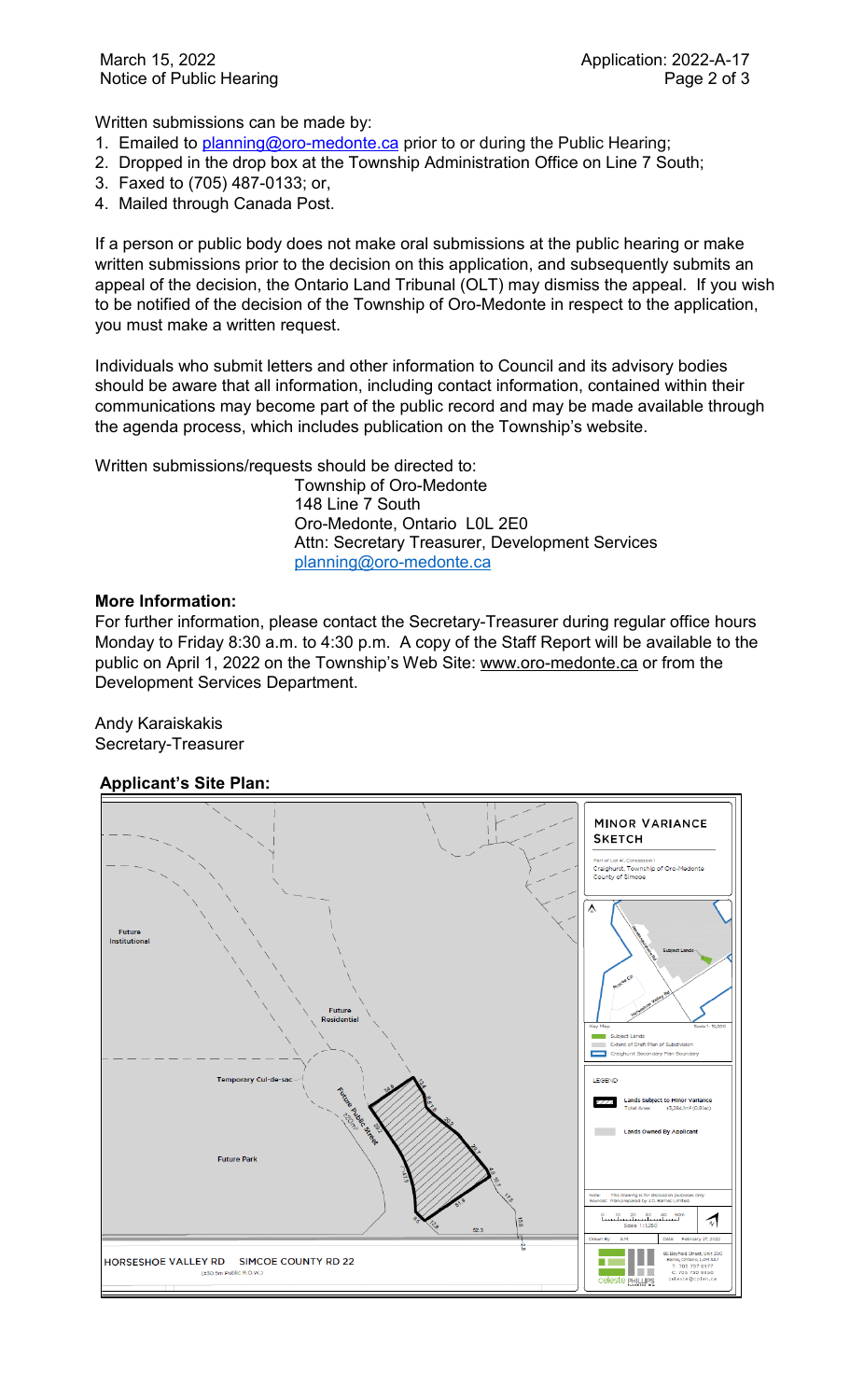Written submissions can be made by:

1. Emailed to planning@oro-medonte.ca prior to or during the Public Hearing;
2. Dropped in the drop box at the Township Administration Office on Line 7 South;
3. Faxed to (705) 487-0133; or,
4. Mailed through Canada Post.

If a person or public body does not make oral submissions at the public hearing or make written submissions prior to the decision on this application, and subsequently submits an appeal of the decision, the Ontario Land Tribunal (OLT) may dismiss the appeal. If you wish to be notified of the decision of the Township of Oro-Medonte in respect to the application, you must make a written request.

Individuals who submit letters and other information to Council and its advisory bodies should be aware that all information, including contact information, contained within their communications may become part of the public record and may be made available through the agenda process, which includes publication on the Township's website.

Written submissions/requests should be directed to:

Township of Oro-Medonte
148 Line 7 South
Oro-Medonte, Ontario L0L 2E0
Attn: Secretary Treasurer, Development Services
planning@oro-medonte.ca

**More Information:**

For further information, please contact the Secretary-Treasurer during regular office hours Monday to Friday 8:30 a.m. to 4:30 p.m. A copy of the Staff Report will be available to the public on April 1, 2022 on the Township's Web Site: www.oro-medonte.ca or from the Development Services Department.

Andy Karaiskakis
Secretary-Treasurer

**Applicant's Site Plan:**

MINOR VARIANCE SKETCH

Part of Lot 41, Concession 1
Craighurst, Township of Oro-Medonte
County of Simcoe

Future Institutional

Future Residential

Temporary Cul-de-sac

Future Public Street

Future Park

HORSESHOE VALLEY RD SIMCOE COUNTY RD 22

Key Map

Subject Lands

Extent of Draft Plan of Subdivision

Craighurst Secondary Plan Boundary

LEGEND

Lands Subject to Minor Variance

Lands Owned By Applicant

Note: This drawing is for discussion purposes only.

Scale 1:1,250

Date: February 27, 2022

celeste PHILLIPS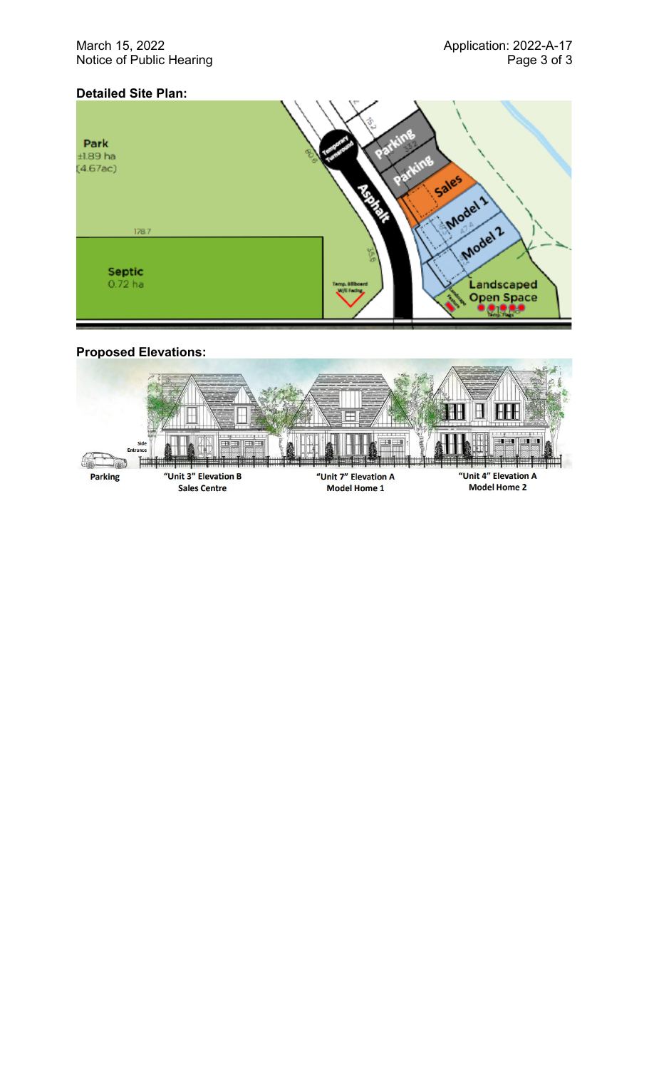**Detailed Site Plan:**

Park
±1.89 ha
(4.67ac)

178.7

Septic
0.72 ha

Temporary Turnaround

Asphalt

Parking

Parking

Sales

Model 1

Model 2

Landscaped Open Space

Temp. Billboard W/E Facing

Temp. Flags

**Proposed Elevations:**

Parking

Side Entrance

"Unit 3" Elevation B
Sales Centre

"Unit 7" Elevation A
Model Home 1

"Unit 4" Elevation A
Model Home 2